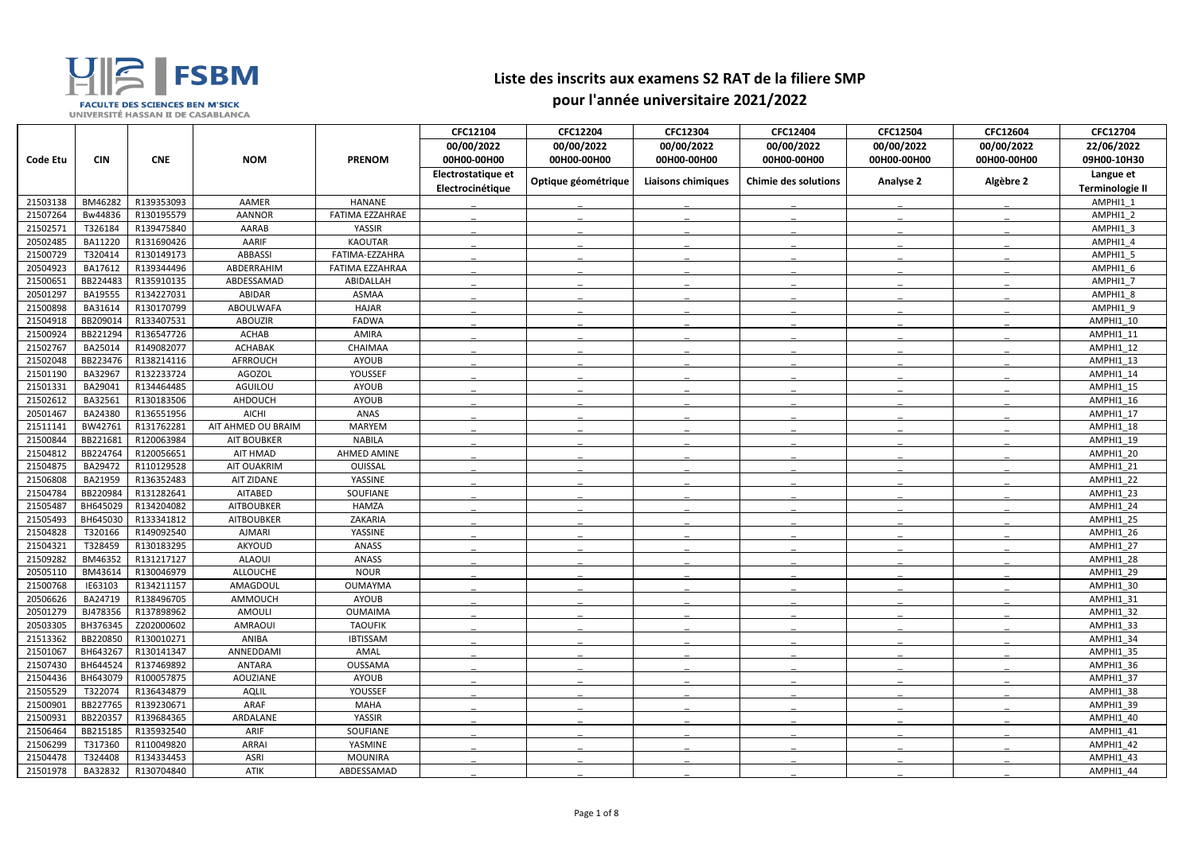FSBM

FACULTE DES SCIENCES BEN M'SICK
UNIVERSITÉ HASSAN II DE CASABLANCA

# Liste des inscrits aux examens S2 RAT de la filiere SMP
## pour l'année universitaire 2021/2022

| Code Etu | CIN | CNE | NOM | PRENOM | CFC12104 | CFC12204 | CFC12304 | CFC12404 | CFC12504 | CFC12604 | CFC12704 |
|---|---|---|---|---|---|---|---|---|---|---|---|
| | | | | | 00/00/2022 | 00/00/2022 | 00/00/2022 | 00/00/2022 | 00/00/2022 | 00/00/2022 | 22/06/2022 |
| | | | | | 00H00-00H00 | 00H00-00H00 | 00H00-00H00 | 00H00-00H00 | 00H00-00H00 | 00H00-00H00 | 09H00-10H30 |
| | | | | | Electrostatique et Electrocinétique | Optique géométrique | Liaisons chimiques | Chimie des solutions | Analyse 2 | Algèbre 2 | Langue et Terminologie II |
| 21503138 | BM46282 | R139353093 | AAMER | HANANE | _ | _ | _ | _ | _ | _ | AMPHI1_1 |
| 21507264 | Bw44836 | R130195579 | AANNOR | FATIMA EZZAHRAE | _ | _ | _ | _ | _ | _ | AMPHI1_2 |
| 21502571 | T326184 | R139475840 | AARAB | YASSIR | _ | _ | _ | _ | _ | _ | AMPHI1_3 |
| 20502485 | BA11220 | R131690426 | AARIF | KAOUTAR | _ | _ | _ | _ | _ | _ | AMPHI1_4 |
| 21500729 | T320414 | R130149173 | ABBASSI | FATIMA-EZZAHRA | _ | _ | _ | _ | _ | _ | AMPHI1_5 |
| 20504923 | BA17612 | R139344496 | ABDERRAHIM | FATIMA EZZAHRAA | _ | _ | _ | _ | _ | _ | AMPHI1_6 |
| 21500651 | BB224483 | R135910135 | ABDESSAMAD | ABIDALLAH | _ | _ | _ | _ | _ | _ | AMPHI1_7 |
| 20501297 | BA19555 | R134227031 | ABIDAR | ASMAA | _ | _ | _ | _ | _ | _ | AMPHI1_8 |
| 21500898 | BA31614 | R130170799 | ABOULWAFA | HAJAR | _ | _ | _ | _ | _ | _ | AMPHI1_9 |
| 21504918 | BB209014 | R133407531 | ABOUZIR | FADWA | _ | _ | _ | _ | _ | _ | AMPHI1_10 |
| 21500924 | BB221294 | R136547726 | ACHAB | AMIRA | _ | _ | _ | _ | _ | _ | AMPHI1_11 |
| 21502767 | BA25014 | R149082077 | ACHABAK | CHAIMAA | _ | _ | _ | _ | _ | _ | AMPHI1_12 |
| 21502048 | BB223476 | R138214116 | AFRROUCH | AYOUB | _ | _ | _ | _ | _ | _ | AMPHI1_13 |
| 21501190 | BA32967 | R132233724 | AGOZOL | YOUSSEF | _ | _ | _ | _ | _ | _ | AMPHI1_14 |
| 21501331 | BA29041 | R134464485 | AGUILOU | AYOUB | _ | _ | _ | _ | _ | _ | AMPHI1_15 |
| 21502612 | BA32561 | R130183506 | AHDOUCH | AYOUB | _ | _ | _ | _ | _ | _ | AMPHI1_16 |
| 20501467 | BA24380 | R136551956 | AICHI | ANAS | _ | _ | _ | _ | _ | _ | AMPHI1_17 |
| 21511141 | BW42761 | R131762281 | AIT AHMED OU BRAIM | MARYEM | _ | _ | _ | _ | _ | _ | AMPHI1_18 |
| 21500844 | BB221681 | R120063984 | AIT BOUBKER | NABILA | _ | _ | _ | _ | _ | _ | AMPHI1_19 |
| 21504812 | BB224764 | R120056651 | AIT HMAD | AHMED AMINE | _ | _ | _ | _ | _ | _ | AMPHI1_20 |
| 21504875 | BA29472 | R110129528 | AIT OUAKRIM | OUISSAL | _ | _ | _ | _ | _ | _ | AMPHI1_21 |
| 21506808 | BA21959 | R136352483 | AIT ZIDANE | YASSINE | _ | _ | _ | _ | _ | _ | AMPHI1_22 |
| 21504784 | BB220984 | R131282641 | AITABED | SOUFIANE | _ | _ | _ | _ | _ | _ | AMPHI1_23 |
| 21505487 | BH645029 | R134204082 | AITBOUBKER | HAMZA | _ | _ | _ | _ | _ | _ | AMPHI1_24 |
| 21505493 | BH645030 | R133341812 | AITBOUBKER | ZAKARIA | _ | _ | _ | _ | _ | _ | AMPHI1_25 |
| 21504828 | T320166 | R149092540 | AJMARI | YASSINE | _ | _ | _ | _ | _ | _ | AMPHI1_26 |
| 21504321 | T328459 | R130183295 | AKYOUD | ANASS | _ | _ | _ | _ | _ | _ | AMPHI1_27 |
| 21509282 | BM46352 | R131217127 | ALAOUI | ANASS | _ | _ | _ | _ | _ | _ | AMPHI1_28 |
| 20505110 | BM43614 | R130046979 | ALLOUCHE | NOUR | _ | _ | _ | _ | _ | _ | AMPHI1_29 |
| 21500768 | IE63103 | R134211157 | AMAGDOUL | OUMAYMA | _ | _ | _ | _ | _ | _ | AMPHI1_30 |
| 20506626 | BA24719 | R138496705 | AMMOUCH | AYOUB | _ | _ | _ | _ | _ | _ | AMPHI1_31 |
| 20501279 | BJ478356 | R137898962 | AMOULI | OUMAIMA | _ | _ | _ | _ | _ | _ | AMPHI1_32 |
| 20503305 | BH376345 | Z202000602 | AMRAOUI | TAOUFIK | _ | _ | _ | _ | _ | _ | AMPHI1_33 |
| 21513362 | BB220850 | R130010271 | ANIBA | IBTISSAM | _ | _ | _ | _ | _ | _ | AMPHI1_34 |
| 21501067 | BH643267 | R130141347 | ANNEDDAMI | AMAL | _ | _ | _ | _ | _ | _ | AMPHI1_35 |
| 21507430 | BH644524 | R137469892 | ANTARA | OUSSAMA | _ | _ | _ | _ | _ | _ | AMPHI1_36 |
| 21504436 | BH643079 | R100057875 | AOUZIANE | AYOUB | _ | _ | _ | _ | _ | _ | AMPHI1_37 |
| 21505529 | T322074 | R136434879 | AQLIL | YOUSSEF | _ | _ | _ | _ | _ | _ | AMPHI1_38 |
| 21500901 | BB227765 | R139230671 | ARAF | MAHA | _ | _ | _ | _ | _ | _ | AMPHI1_39 |
| 21500931 | BB220357 | R139684365 | ARDALANE | YASSIR | _ | _ | _ | _ | _ | _ | AMPHI1_40 |
| 21506464 | BB215185 | R135932540 | ARIF | SOUFIANE | _ | _ | _ | _ | _ | _ | AMPHI1_41 |
| 21506299 | T317360 | R110049820 | ARRAI | YASMINE | _ | _ | _ | _ | _ | _ | AMPHI1_42 |
| 21504478 | T324408 | R134334453 | ASRI | MOUNIRA | _ | _ | _ | _ | _ | _ | AMPHI1_43 |
| 21501978 | BA32832 | R130704840 | ATIK | ABDESSAMAD | _ | _ | _ | _ | _ | _ | AMPHI1_44 |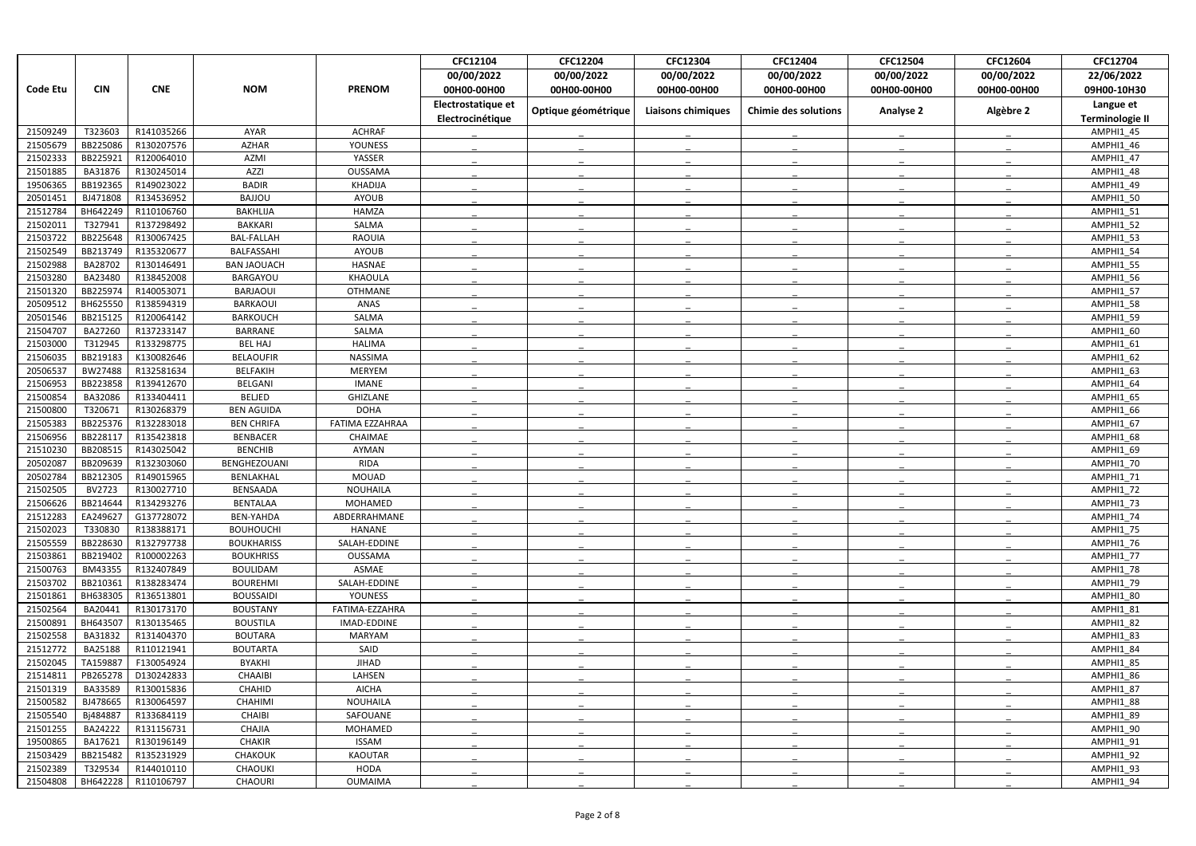| Code Etu | CIN | CNE | NOM | PRENOM | CFC12104<br>00/00/2022<br>00H00-00H00<br>Electrostatique et Electrocinétique | CFC12204<br>00/00/2022<br>00H00-00H00<br>Optique géométrique | CFC12304<br>00/00/2022<br>00H00-00H00<br>Liaisons chimiques | CFC12404<br>00/00/2022<br>00H00-00H00<br>Chimie des solutions | CFC12504<br>00/00/2022<br>00H00-00H00<br>Analyse 2 | CFC12604<br>00/00/2022<br>00H00-00H00<br>Algèbre 2 | CFC12704<br>22/06/2022<br>09H00-10H30<br>Langue et Terminologie II |
|---|---|---|---|---|---|---|---|---|---|---|---|
| 21509249 | T323603 | R141035266 | AYAR | ACHRAF | _ | _ | _ | _ | _ | _ | AMPHI1_45 |
| 21505679 | BB225086 | R130207576 | AZHAR | YOUNESS | _ | _ | _ | _ | _ | _ | AMPHI1_46 |
| 21502333 | BB225921 | R120064010 | AZMI | YASSER | _ | _ | _ | _ | _ | _ | AMPHI1_47 |
| 21501885 | BA31876 | R130245014 | AZZI | OUSSAMA | _ | _ | _ | _ | _ | _ | AMPHI1_48 |
| 19506365 | BB192365 | R149023022 | BADIR | KHADIJA | _ | _ | _ | _ | _ | _ | AMPHI1_49 |
| 20501451 | BJ471808 | R134536952 | BAJJOU | AYOUB | _ | _ | _ | _ | _ | _ | AMPHI1_50 |
| 21512784 | BH642249 | R110106760 | BAKHLIJA | HAMZA | _ | _ | _ | _ | _ | _ | AMPHI1_51 |
| 21502011 | T327941 | R137298492 | BAKKARI | SALMA | _ | _ | _ | _ | _ | _ | AMPHI1_52 |
| 21503722 | BB225648 | R130067425 | BAL-FALLAH | RAOUIA | _ | _ | _ | _ | _ | _ | AMPHI1_53 |
| 21502549 | BB213749 | R135320677 | BALFASSAHI | AYOUB | _ | _ | _ | _ | _ | _ | AMPHI1_54 |
| 21502988 | BA28702 | R130146491 | BAN JAOUACH | HASNAE | _ | _ | _ | _ | _ | _ | AMPHI1_55 |
| 21503280 | BA23480 | R138452008 | BARGAYOU | KHAOULA | _ | _ | _ | _ | _ | _ | AMPHI1_56 |
| 21501320 | BB225974 | R140053071 | BARJAOUI | OTHMANE | _ | _ | _ | _ | _ | _ | AMPHI1_57 |
| 20509512 | BH625550 | R138594319 | BARKAOUI | ANAS | _ | _ | _ | _ | _ | _ | AMPHI1_58 |
| 20501546 | BB215125 | R120064142 | BARKOUCH | SALMA | _ | _ | _ | _ | _ | _ | AMPHI1_59 |
| 21504707 | BA27260 | R137233147 | BARRANE | SALMA | _ | _ | _ | _ | _ | _ | AMPHI1_60 |
| 21503000 | T312945 | R133298775 | BEL HAJ | HALIMA | _ | _ | _ | _ | _ | _ | AMPHI1_61 |
| 21506035 | BB219183 | K130082646 | BELAOUFIR | NASSIMA | _ | _ | _ | _ | _ | _ | AMPHI1_62 |
| 20506537 | BW27488 | R132581634 | BELFAKIH | MERYEM | _ | _ | _ | _ | _ | _ | AMPHI1_63 |
| 21506953 | BB223858 | R139412670 | BELGANI | IMANE | _ | _ | _ | _ | _ | _ | AMPHI1_64 |
| 21500854 | BA32086 | R133404411 | BELJED | GHIZLANE | _ | _ | _ | _ | _ | _ | AMPHI1_65 |
| 21500800 | T320671 | R130268379 | BEN AGUIDA | DOHA | _ | _ | _ | _ | _ | _ | AMPHI1_66 |
| 21505383 | BB225376 | R132283018 | BEN CHRIFA | FATIMA EZZAHRAA | _ | _ | _ | _ | _ | _ | AMPHI1_67 |
| 21506956 | BB228117 | R135423818 | BENBACER | CHAIMAE | _ | _ | _ | _ | _ | _ | AMPHI1_68 |
| 21510230 | BB208515 | R143025042 | BENCHIB | AYMAN | _ | _ | _ | _ | _ | _ | AMPHI1_69 |
| 20502087 | BB209639 | R132303060 | BENGHEZOUANI | RIDA | _ | _ | _ | _ | _ | _ | AMPHI1_70 |
| 20502784 | BB212305 | R149015965 | BENLAKHAL | MOUAD | _ | _ | _ | _ | _ | _ | AMPHI1_71 |
| 21502505 | BV2723 | R130027710 | BENSAADA | NOUHAILA | _ | _ | _ | _ | _ | _ | AMPHI1_72 |
| 21506626 | BB214644 | R134293276 | BENTALAA | MOHAMED | _ | _ | _ | _ | _ | _ | AMPHI1_73 |
| 21512283 | EA249627 | G137728072 | BEN-YAHDA | ABDERRAHMANE | _ | _ | _ | _ | _ | _ | AMPHI1_74 |
| 21502023 | T330830 | R138388171 | BOUHOUCHI | HANANE | _ | _ | _ | _ | _ | _ | AMPHI1_75 |
| 21505559 | BB228630 | R132797738 | BOUKHARISS | SALAH-EDDINE | _ | _ | _ | _ | _ | _ | AMPHI1_76 |
| 21503861 | BB219402 | R100002263 | BOUKHRISS | OUSSAMA | _ | _ | _ | _ | _ | _ | AMPHI1_77 |
| 21500763 | BM43355 | R132407849 | BOULIDAM | ASMAE | _ | _ | _ | _ | _ | _ | AMPHI1_78 |
| 21503702 | BB210361 | R138283474 | BOUREHMI | SALAH-EDDINE | _ | _ | _ | _ | _ | _ | AMPHI1_79 |
| 21501861 | BH638305 | R136513801 | BOUSSAIDI | YOUNESS | _ | _ | _ | _ | _ | _ | AMPHI1_80 |
| 21502564 | BA20441 | R130173170 | BOUSTANY | FATIMA-EZZAHRA | _ | _ | _ | _ | _ | _ | AMPHI1_81 |
| 21500891 | BH643507 | R130135465 | BOUSTILA | IMAD-EDDINE | _ | _ | _ | _ | _ | _ | AMPHI1_82 |
| 21502558 | BA31832 | R131404370 | BOUTARA | MARYAM | _ | _ | _ | _ | _ | _ | AMPHI1_83 |
| 21512772 | BA25188 | R110121941 | BOUTARTA | SAID | _ | _ | _ | _ | _ | _ | AMPHI1_84 |
| 21502045 | TA159887 | F130054924 | BYAKHI | JIHAD | _ | _ | _ | _ | _ | _ | AMPHI1_85 |
| 21514811 | PB265278 | D130242833 | CHAAIBI | LAHSEN | _ | _ | _ | _ | _ | _ | AMPHI1_86 |
| 21501319 | BA33589 | R130015836 | CHAHID | AICHA | _ | _ | _ | _ | _ | _ | AMPHI1_87 |
| 21500582 | BJ478665 | R130064597 | CHAHIMI | NOUHAILA | _ | _ | _ | _ | _ | _ | AMPHI1_88 |
| 21505540 | Bj484887 | R133684119 | CHAIBI | SAFOUANE | _ | _ | _ | _ | _ | _ | AMPHI1_89 |
| 21501255 | BA24222 | R131156731 | CHAJIA | MOHAMED | _ | _ | _ | _ | _ | _ | AMPHI1_90 |
| 19500865 | BA17621 | R130196149 | CHAKIR | ISSAM | _ | _ | _ | _ | _ | _ | AMPHI1_91 |
| 21503429 | BB215482 | R135231929 | CHAKOUK | KAOUTAR | _ | _ | _ | _ | _ | _ | AMPHI1_92 |
| 21502389 | T329534 | R144010110 | CHAOUKI | HODA | _ | _ | _ | _ | _ | _ | AMPHI1_93 |
| 21504808 | BH642228 | R110106797 | CHAOURI | OUMAIMA | _ | _ | _ | _ | _ | _ | AMPHI1_94 |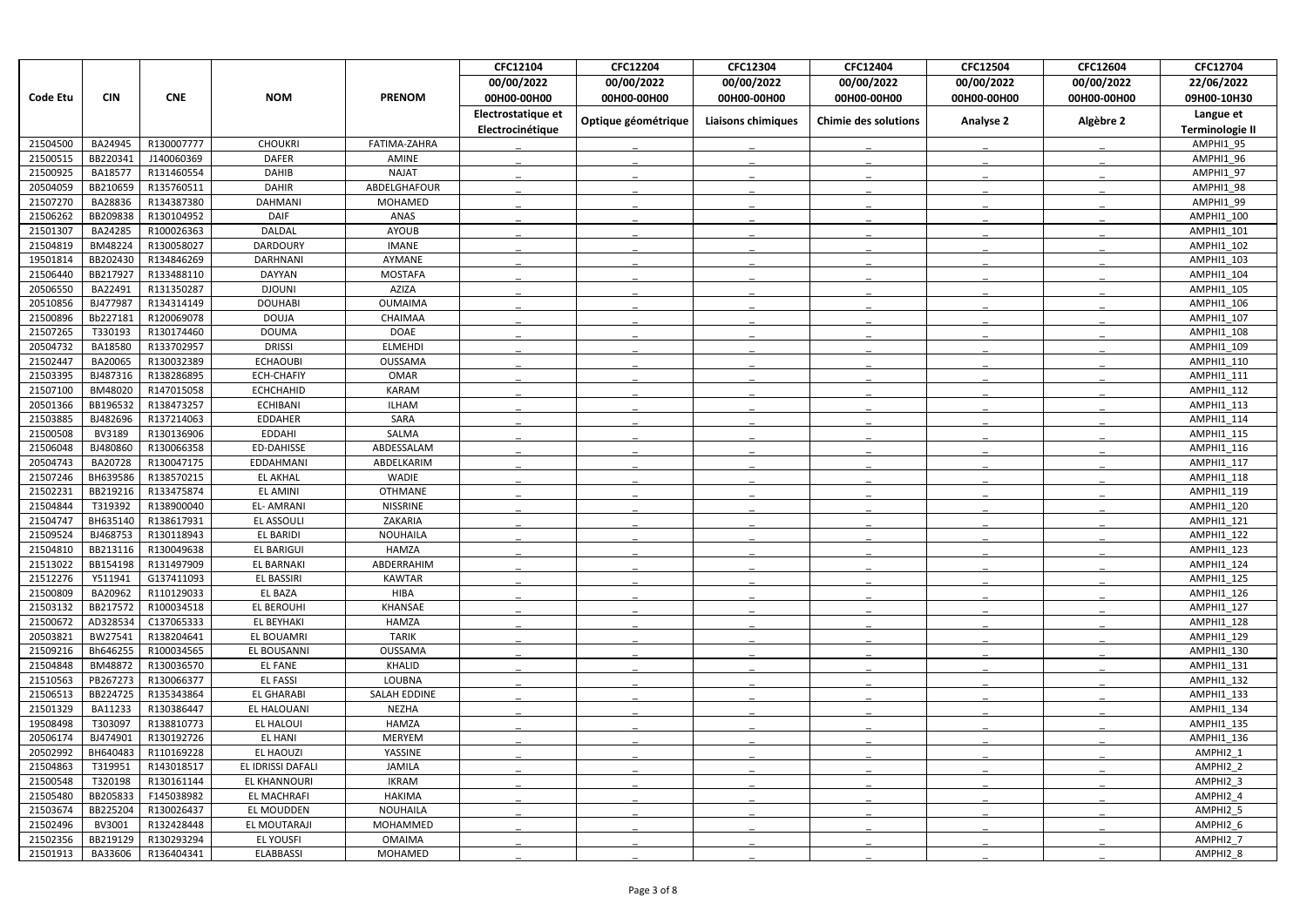| Code Etu | CIN | CNE | NOM | PRENOM | CFC12104 | CFC12204 | CFC12304 | CFC12404 | CFC12504 | CFC12604 | CFC12704 |
|---|---|---|---|---|---|---|---|---|---|---|---|
| | | | | | 00/00/2022 | 00/00/2022 | 00/00/2022 | 00/00/2022 | 00/00/2022 | 00/00/2022 | 22/06/2022 |
| | | | | | 00H00-00H00 | 00H00-00H00 | 00H00-00H00 | 00H00-00H00 | 00H00-00H00 | 00H00-00H00 | 09H00-10H30 |
| | | | | | Electrostatique et Electrocinétique | Optique géométrique | Liaisons chimiques | Chimie des solutions | Analyse 2 | Algèbre 2 | Langue et Terminologie II |
| 21504500 | BA24945 | R130007777 | CHOUKRI | FATIMA-ZAHRA | _ | _ | _ | _ | _ | _ | AMPHI1_95 |
| 21500515 | BB220341 | J140060369 | DAFER | AMINE | _ | _ | _ | _ | _ | _ | AMPHI1_96 |
| 21500925 | BA18577 | R131460554 | DAHIB | NAJAT | _ | _ | _ | _ | _ | _ | AMPHI1_97 |
| 20504059 | BB210659 | R135760511 | DAHIR | ABDELGHAFOUR | _ | _ | _ | _ | _ | _ | AMPHI1_98 |
| 21507270 | BA28836 | R134387380 | DAHMANI | MOHAMED | _ | _ | _ | _ | _ | _ | AMPHI1_99 |
| 21506262 | BB209838 | R130104952 | DAIF | ANAS | _ | _ | _ | _ | _ | _ | AMPHI1_100 |
| 21501307 | BA24285 | R100026363 | DALDAL | AYOUB | _ | _ | _ | _ | _ | _ | AMPHI1_101 |
| 21504819 | BM48224 | R130058027 | DARDOURY | IMANE | _ | _ | _ | _ | _ | _ | AMPHI1_102 |
| 19501814 | BB202430 | R134846269 | DARHNANI | AYMANE | _ | _ | _ | _ | _ | _ | AMPHI1_103 |
| 21506440 | BB217927 | R133488110 | DAYYAN | MOSTAFA | _ | _ | _ | _ | _ | _ | AMPHI1_104 |
| 20506550 | BA22491 | R131350287 | DJOUNI | AZIZA | _ | _ | _ | _ | _ | _ | AMPHI1_105 |
| 20510856 | BJ477987 | R134314149 | DOUHABI | OUMAIMA | _ | _ | _ | _ | _ | _ | AMPHI1_106 |
| 21500896 | Bb227181 | R120069078 | DOUJA | CHAIMAA | _ | _ | _ | _ | _ | _ | AMPHI1_107 |
| 21507265 | T330193 | R130174460 | DOUMA | DOAE | _ | _ | _ | _ | _ | _ | AMPHI1_108 |
| 20504732 | BA18580 | R133702957 | DRISSI | ELMEHDI | _ | _ | _ | _ | _ | _ | AMPHI1_109 |
| 21502447 | BA20065 | R130032389 | ECHAOUBI | OUSSAMA | _ | _ | _ | _ | _ | _ | AMPHI1_110 |
| 21503395 | BJ487316 | R138286895 | ECH-CHAFIY | OMAR | _ | _ | _ | _ | _ | _ | AMPHI1_111 |
| 21507100 | BM48020 | R147015058 | ECHCHAHID | KARAM | _ | _ | _ | _ | _ | _ | AMPHI1_112 |
| 20501366 | BB196532 | R138473257 | ECHIBANI | ILHAM | _ | _ | _ | _ | _ | _ | AMPHI1_113 |
| 21503885 | BJ482696 | R137214063 | EDDAHER | SARA | _ | _ | _ | _ | _ | _ | AMPHI1_114 |
| 21500508 | BV3189 | R130136906 | EDDAHI | SALMA | _ | _ | _ | _ | _ | _ | AMPHI1_115 |
| 21506048 | BJ480860 | R130066358 | ED-DAHISSE | ABDESSALAM | _ | _ | _ | _ | _ | _ | AMPHI1_116 |
| 20504743 | BA20728 | R130047175 | EDDAHMANI | ABDELKARIM | _ | _ | _ | _ | _ | _ | AMPHI1_117 |
| 21507246 | BH639586 | R138570215 | EL AKHAL | WADIE | _ | _ | _ | _ | _ | _ | AMPHI1_118 |
| 21502231 | BB219216 | R133475874 | EL AMINI | OTHMANE | _ | _ | _ | _ | _ | _ | AMPHI1_119 |
| 21504844 | T319392 | R138900040 | EL- AMRANI | NISSRINE | _ | _ | _ | _ | _ | _ | AMPHI1_120 |
| 21504747 | BH635140 | R138617931 | EL ASSOULI | ZAKARIA | _ | _ | _ | _ | _ | _ | AMPHI1_121 |
| 21509524 | BJ468753 | R130118943 | EL BARIDI | NOUHAILA | _ | _ | _ | _ | _ | _ | AMPHI1_122 |
| 21504810 | BB213116 | R130049638 | EL BARIGUI | HAMZA | _ | _ | _ | _ | _ | _ | AMPHI1_123 |
| 21513022 | BB154198 | R131497909 | EL BARNAKI | ABDERRAHIM | _ | _ | _ | _ | _ | _ | AMPHI1_124 |
| 21512276 | Y511941 | G137411093 | EL BASSIRI | KAWTAR | _ | _ | _ | _ | _ | _ | AMPHI1_125 |
| 21500809 | BA20962 | R110129033 | EL BAZA | HIBA | _ | _ | _ | _ | _ | _ | AMPHI1_126 |
| 21503132 | BB217572 | R100034518 | EL BEROUHI | KHANSAE | _ | _ | _ | _ | _ | _ | AMPHI1_127 |
| 21500672 | AD328534 | C137065333 | EL BEYHAKI | HAMZA | _ | _ | _ | _ | _ | _ | AMPHI1_128 |
| 20503821 | BW27541 | R138204641 | EL BOUAMRI | TARIK | _ | _ | _ | _ | _ | _ | AMPHI1_129 |
| 21509216 | Bh646255 | R100034565 | EL BOUSANNI | OUSSAMA | _ | _ | _ | _ | _ | _ | AMPHI1_130 |
| 21504848 | BM48872 | R130036570 | EL FANE | KHALID | _ | _ | _ | _ | _ | _ | AMPHI1_131 |
| 21510563 | PB267273 | R130066377 | EL FASSI | LOUBNA | _ | _ | _ | _ | _ | _ | AMPHI1_132 |
| 21506513 | BB224725 | R135343864 | EL GHARABI | SALAH EDDINE | _ | _ | _ | _ | _ | _ | AMPHI1_133 |
| 21501329 | BA11233 | R130386447 | EL HALOUANI | NEZHA | _ | _ | _ | _ | _ | _ | AMPHI1_134 |
| 19508498 | T303097 | R138810773 | EL HALOUI | HAMZA | _ | _ | _ | _ | _ | _ | AMPHI1_135 |
| 20506174 | BJ474901 | R130192726 | EL HANI | MERYEM | _ | _ | _ | _ | _ | _ | AMPHI1_136 |
| 20502992 | BH640483 | R110169228 | EL HAOUZI | YASSINE | _ | _ | _ | _ | _ | _ | AMPHI2_1 |
| 21504863 | T319951 | R143018517 | EL IDRISSI DAFALI | JAMILA | _ | _ | _ | _ | _ | _ | AMPHI2_2 |
| 21500548 | T320198 | R130161144 | EL KHANNOURI | IKRAM | _ | _ | _ | _ | _ | _ | AMPHI2_3 |
| 21505480 | BB205833 | F145038982 | EL MACHRAFI | HAKIMA | _ | _ | _ | _ | _ | _ | AMPHI2_4 |
| 21503674 | BB225204 | R130026437 | EL MOUDDEN | NOUHAILA | _ | _ | _ | _ | _ | _ | AMPHI2_5 |
| 21502496 | BV3001 | R132428448 | EL MOUTARAJI | MOHAMMED | _ | _ | _ | _ | _ | _ | AMPHI2_6 |
| 21502356 | BB219129 | R130293294 | EL YOUSFI | OMAIMA | _ | _ | _ | _ | _ | _ | AMPHI2_7 |
| 21501913 | BA33606 | R136404341 | ELABBASSI | MOHAMED | _ | _ | _ | _ | _ | _ | AMPHI2_8 |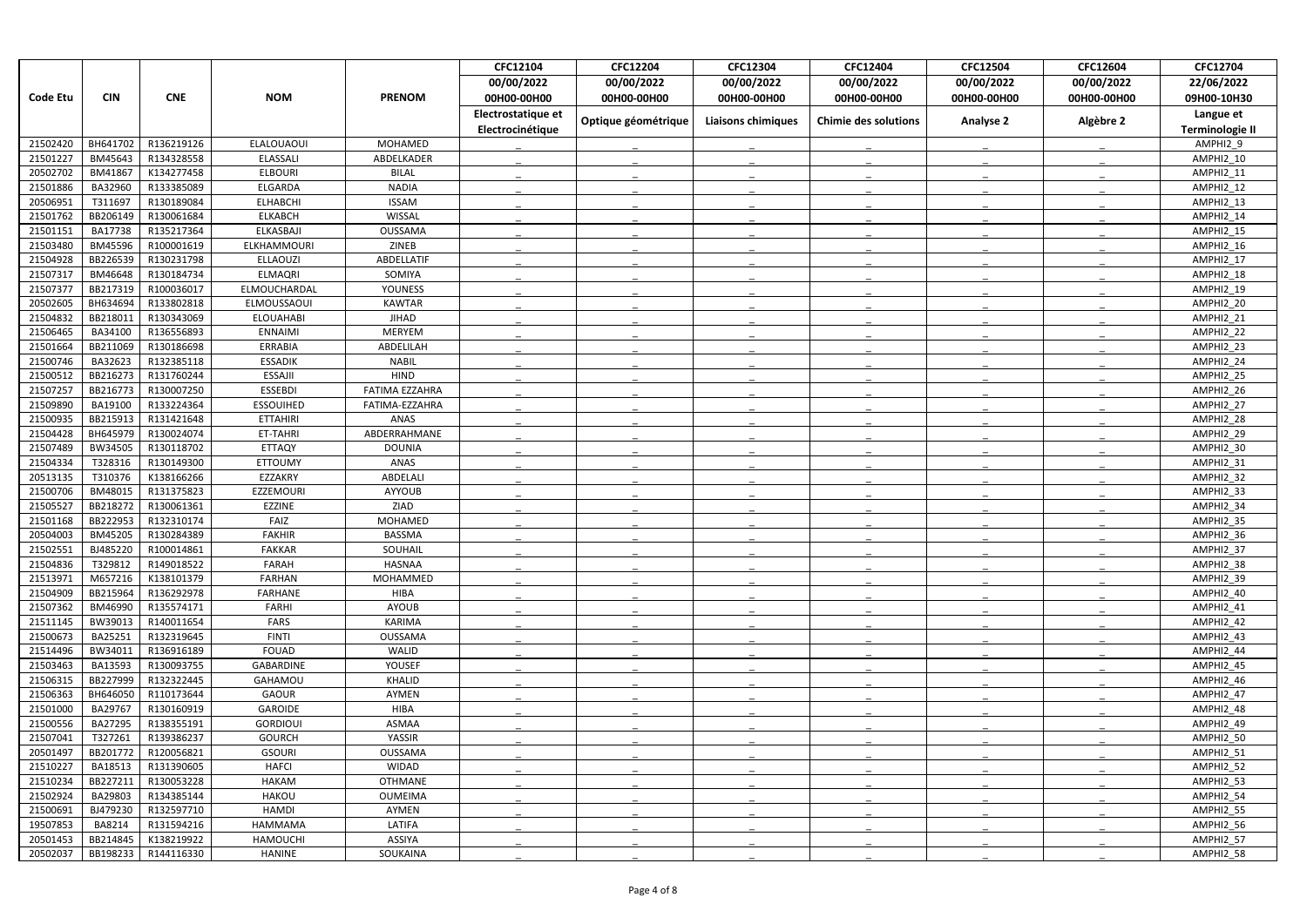| Code Etu | CIN | CNE | NOM | PRENOM | CFC12104 | CFC12204 | CFC12304 | CFC12404 | CFC12504 | CFC12604 | CFC12704 |
|---|---|---|---|---|---|---|---|---|---|---|---|
| | | | | | 00/00/2022 | 00/00/2022 | 00/00/2022 | 00/00/2022 | 00/00/2022 | 00/00/2022 | 22/06/2022 |
| | | | | | 00H00-00H00 | 00H00-00H00 | 00H00-00H00 | 00H00-00H00 | 00H00-00H00 | 00H00-00H00 | 09H00-10H30 |
| | | | | | Electrostatique et Electrocinétique | Optique géométrique | Liaisons chimiques | Chimie des solutions | Analyse 2 | Algèbre 2 | Langue et Terminologie II |
| 21502420 | BH641702 | R136219126 | ELALOUAOUI | MOHAMED | _ | _ | _ | _ | _ | _ | AMPHI2_9 |
| 21501227 | BM45643 | R134328558 | ELASSALI | ABDELKADER | _ | _ | _ | _ | _ | _ | AMPHI2_10 |
| 20502702 | BM41867 | K134277458 | ELBOURI | BILAL | _ | _ | _ | _ | _ | _ | AMPHI2_11 |
| 21501886 | BA32960 | R133385089 | ELGARDA | NADIA | _ | _ | _ | _ | _ | _ | AMPHI2_12 |
| 20506951 | T311697 | R130189084 | ELHABCHI | ISSAM | _ | _ | _ | _ | _ | _ | AMPHI2_13 |
| 21501762 | BB206149 | R130061684 | ELKABCH | WISSAL | _ | _ | _ | _ | _ | _ | AMPHI2_14 |
| 21501151 | BA17738 | R135217364 | ELKASBAJI | OUSSAMA | _ | _ | _ | _ | _ | _ | AMPHI2_15 |
| 21503480 | BM45596 | R100001619 | ELKHAMMOURI | ZINEB | _ | _ | _ | _ | _ | _ | AMPHI2_16 |
| 21504928 | BB226539 | R130231798 | ELLAOUZI | ABDELLATIF | _ | _ | _ | _ | _ | _ | AMPHI2_17 |
| 21507317 | BM46648 | R130184734 | ELMAQRI | SOMIYA | _ | _ | _ | _ | _ | _ | AMPHI2_18 |
| 21507377 | BB217319 | R100036017 | ELMOUCHARDAL | YOUNESS | _ | _ | _ | _ | _ | _ | AMPHI2_19 |
| 20502605 | BH634694 | R133802818 | ELMOUSSAOUI | KAWTAR | _ | _ | _ | _ | _ | _ | AMPHI2_20 |
| 21504832 | BB218011 | R130343069 | ELOUAHABI | JIHAD | _ | _ | _ | _ | _ | _ | AMPHI2_21 |
| 21506465 | BA34100 | R136556893 | ENNAIMI | MERYEM | _ | _ | _ | _ | _ | _ | AMPHI2_22 |
| 21501664 | BB211069 | R130186698 | ERRABIA | ABDELILAH | _ | _ | _ | _ | _ | _ | AMPHI2_23 |
| 21500746 | BA32623 | R132385118 | ESSADIK | NABIL | _ | _ | _ | _ | _ | _ | AMPHI2_24 |
| 21500512 | BB216273 | R131760244 | ESSAJII | HIND | _ | _ | _ | _ | _ | _ | AMPHI2_25 |
| 21507257 | BB216773 | R130007250 | ESSEBDI | FATIMA EZZAHRA | _ | _ | _ | _ | _ | _ | AMPHI2_26 |
| 21509890 | BA19100 | R133224364 | ESSOUIHED | FATIMA-EZZAHRA | _ | _ | _ | _ | _ | _ | AMPHI2_27 |
| 21500935 | BB215913 | R131421648 | ETTAHIRI | ANAS | _ | _ | _ | _ | _ | _ | AMPHI2_28 |
| 21504428 | BH645979 | R130024074 | ET-TAHRI | ABDERRAHMANE | _ | _ | _ | _ | _ | _ | AMPHI2_29 |
| 21507489 | BW34505 | R130118702 | ETTAQY | DOUNIA | _ | _ | _ | _ | _ | _ | AMPHI2_30 |
| 21504334 | T328316 | R130149300 | ETTOUMY | ANAS | _ | _ | _ | _ | _ | _ | AMPHI2_31 |
| 20513135 | T310376 | K138166266 | EZZAKRY | ABDELALI | _ | _ | _ | _ | _ | _ | AMPHI2_32 |
| 21500706 | BM48015 | R131375823 | EZZEMOURI | AYYOUB | _ | _ | _ | _ | _ | _ | AMPHI2_33 |
| 21505527 | BB218272 | R130061361 | EZZINE | ZIAD | _ | _ | _ | _ | _ | _ | AMPHI2_34 |
| 21501168 | BB222953 | R132310174 | FAIZ | MOHAMED | _ | _ | _ | _ | _ | _ | AMPHI2_35 |
| 20504003 | BM45205 | R130284389 | FAKHIR | BASSMA | _ | _ | _ | _ | _ | _ | AMPHI2_36 |
| 21502551 | BJ485220 | R100014861 | FAKKAR | SOUHAIL | _ | _ | _ | _ | _ | _ | AMPHI2_37 |
| 21504836 | T329812 | R149018522 | FARAH | HASNAA | _ | _ | _ | _ | _ | _ | AMPHI2_38 |
| 21513971 | M657216 | K138101379 | FARHAN | MOHAMMED | _ | _ | _ | _ | _ | _ | AMPHI2_39 |
| 21504909 | BB215964 | R136292978 | FARHANE | HIBA | _ | _ | _ | _ | _ | _ | AMPHI2_40 |
| 21507362 | BM46990 | R135574171 | FARHI | AYOUB | _ | _ | _ | _ | _ | _ | AMPHI2_41 |
| 21511145 | BW39013 | R140011654 | FARS | KARIMA | _ | _ | _ | _ | _ | _ | AMPHI2_42 |
| 21500673 | BA25251 | R132319645 | FINTI | OUSSAMA | _ | _ | _ | _ | _ | _ | AMPHI2_43 |
| 21514496 | BW34011 | R136916189 | FOUAD | WALID | _ | _ | _ | _ | _ | _ | AMPHI2_44 |
| 21503463 | BA13593 | R130093755 | GABARDINE | YOUSEF | _ | _ | _ | _ | _ | _ | AMPHI2_45 |
| 21506315 | BB227999 | R132322445 | GAHAMOU | KHALID | _ | _ | _ | _ | _ | _ | AMPHI2_46 |
| 21506363 | BH646050 | R110173644 | GAOUR | AYMEN | _ | _ | _ | _ | _ | _ | AMPHI2_47 |
| 21501000 | BA29767 | R130160919 | GAROIDE | HIBA | _ | _ | _ | _ | _ | _ | AMPHI2_48 |
| 21500556 | BA27295 | R138355191 | GORDIOUI | ASMAA | _ | _ | _ | _ | _ | _ | AMPHI2_49 |
| 21507041 | T327261 | R139386237 | GOURCH | YASSIR | _ | _ | _ | _ | _ | _ | AMPHI2_50 |
| 20501497 | BB201772 | R120056821 | GSOURI | OUSSAMA | _ | _ | _ | _ | _ | _ | AMPHI2_51 |
| 21510227 | BA18513 | R131390605 | HAFCI | WIDAD | _ | _ | _ | _ | _ | _ | AMPHI2_52 |
| 21510234 | BB227211 | R130053228 | HAKAM | OTHMANE | _ | _ | _ | _ | _ | _ | AMPHI2_53 |
| 21502924 | BA29803 | R134385144 | HAKOU | OUMEIMA | _ | _ | _ | _ | _ | _ | AMPHI2_54 |
| 21500691 | BJ479230 | R132597710 | HAMDI | AYMEN | _ | _ | _ | _ | _ | _ | AMPHI2_55 |
| 19507853 | BA8214 | R131594216 | HAMMAMA | LATIFA | _ | _ | _ | _ | _ | _ | AMPHI2_56 |
| 20501453 | BB214845 | K138219922 | HAMOUCHI | ASSIYA | _ | _ | _ | _ | _ | _ | AMPHI2_57 |
| 20502037 | BB198233 | R144116330 | HANINE | SOUKAINA | _ | _ | _ | _ | _ | _ | AMPHI2_58 |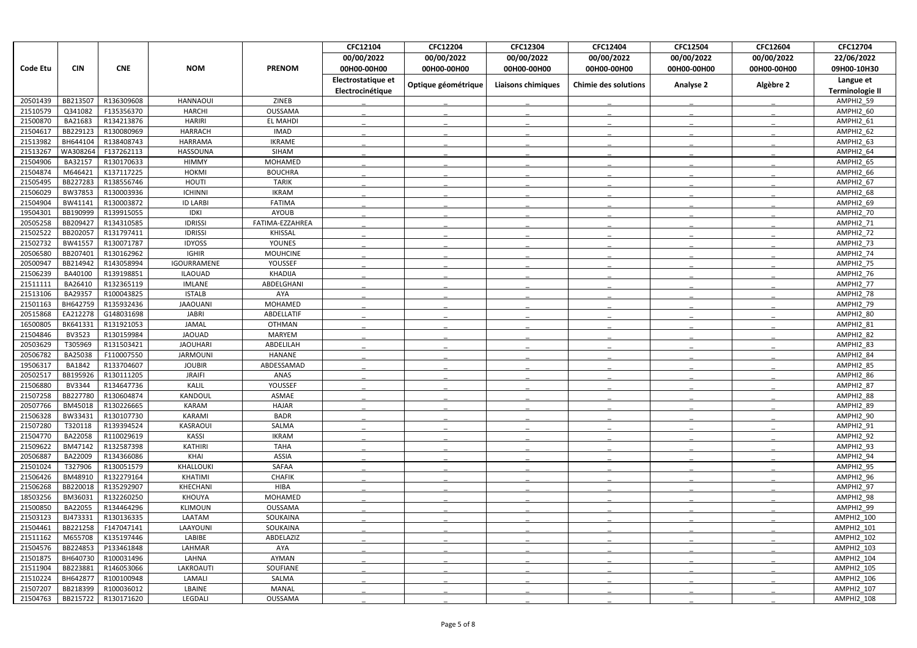| Code Etu | CIN | CNE | NOM | PRENOM | CFC12104 | CFC12204 | CFC12304 | CFC12404 | CFC12504 | CFC12604 | CFC12704 |
|---|---|---|---|---|---|---|---|---|---|---|---|
| | | | | | 00/00/2022 | 00/00/2022 | 00/00/2022 | 00/00/2022 | 00/00/2022 | 00/00/2022 | 22/06/2022 |
| | | | | | 00H00-00H00 | 00H00-00H00 | 00H00-00H00 | 00H00-00H00 | 00H00-00H00 | 00H00-00H00 | 09H00-10H30 |
| | | | | | Electrostatique et Electrocinétique | Optique géométrique | Liaisons chimiques | Chimie des solutions | Analyse 2 | Algèbre 2 | Langue et Terminologie II |
| 20501439 | BB213507 | R136309608 | HANNAOUI | ZINEB | _ | _ | _ | _ | _ | _ | AMPHI2_59 |
| 21510579 | Q341082 | F135356370 | HARCHI | OUSSAMA | _ | _ | _ | _ | _ | _ | AMPHI2_60 |
| 21500870 | BA21683 | R134213876 | HARIRI | EL MAHDI | _ | _ | _ | _ | _ | _ | AMPHI2_61 |
| 21504617 | BB229123 | R130080969 | HARRACH | IMAD | _ | _ | _ | _ | _ | _ | AMPHI2_62 |
| 21513982 | BH644104 | R138408743 | HARRAMA | IKRAME | _ | _ | _ | _ | _ | _ | AMPHI2_63 |
| 21513267 | WA308264 | F137262113 | HASSOUNA | SIHAM | _ | _ | _ | _ | _ | _ | AMPHI2_64 |
| 21504906 | BA32157 | R130170633 | HIMMY | MOHAMED | _ | _ | _ | _ | _ | _ | AMPHI2_65 |
| 21504874 | M646421 | K137117225 | HOKMI | BOUCHRA | _ | _ | _ | _ | _ | _ | AMPHI2_66 |
| 21505495 | BB227283 | R138556746 | HOUTI | TARIK | _ | _ | _ | _ | _ | _ | AMPHI2_67 |
| 21506029 | BW37853 | R130003936 | ICHINNI | IKRAM | _ | _ | _ | _ | _ | _ | AMPHI2_68 |
| 21504904 | BW41141 | R130003872 | ID LARBI | FATIMA | _ | _ | _ | _ | _ | _ | AMPHI2_69 |
| 19504301 | BB190999 | R139915055 | IDKI | AYOUB | _ | _ | _ | _ | _ | _ | AMPHI2_70 |
| 20505258 | BB209427 | R134310585 | IDRISSI | FATIMA-EZZAHREA | _ | _ | _ | _ | _ | _ | AMPHI2_71 |
| 21502522 | BB202057 | R131797411 | IDRISSI | KHISSAL | _ | _ | _ | _ | _ | _ | AMPHI2_72 |
| 21502732 | BW41557 | R130071787 | IDYOSS | YOUNES | _ | _ | _ | _ | _ | _ | AMPHI2_73 |
| 20506580 | BB207401 | R130162962 | IGHIR | MOUHCINE | _ | _ | _ | _ | _ | _ | AMPHI2_74 |
| 20500947 | BB214942 | R143058994 | IGOURRAMENE | YOUSSEF | _ | _ | _ | _ | _ | _ | AMPHI2_75 |
| 21506239 | BA40100 | R139198851 | ILAOUAD | KHADIJA | _ | _ | _ | _ | _ | _ | AMPHI2_76 |
| 21511111 | BA26410 | R132365119 | IMLANE | ABDELGHANI | _ | _ | _ | _ | _ | _ | AMPHI2_77 |
| 21513106 | BA29357 | R100043825 | ISTALB | AYA | _ | _ | _ | _ | _ | _ | AMPHI2_78 |
| 21501163 | BH642759 | R135932436 | JAAOUANI | MOHAMED | _ | _ | _ | _ | _ | _ | AMPHI2_79 |
| 20515868 | EA212278 | G148031698 | JABRI | ABDELLATIF | _ | _ | _ | _ | _ | _ | AMPHI2_80 |
| 16500805 | BK641331 | R131921053 | JAMAL | OTHMAN | _ | _ | _ | _ | _ | _ | AMPHI2_81 |
| 21504846 | BV3523 | R130159984 | JAOUAD | MARYEM | _ | _ | _ | _ | _ | _ | AMPHI2_82 |
| 20503629 | T305969 | R131503421 | JAOUHARI | ABDELILAH | _ | _ | _ | _ | _ | _ | AMPHI2_83 |
| 20506782 | BA25038 | F110007550 | JARMOUNI | HANANE | _ | _ | _ | _ | _ | _ | AMPHI2_84 |
| 19506317 | BA1842 | R133704607 | JOUBIR | ABDESSAMAD | _ | _ | _ | _ | _ | _ | AMPHI2_85 |
| 20502517 | BB195926 | R130111205 | JRAIFI | ANAS | _ | _ | _ | _ | _ | _ | AMPHI2_86 |
| 21506880 | BV3344 | R134647736 | KALIL | YOUSSEF | _ | _ | _ | _ | _ | _ | AMPHI2_87 |
| 21507258 | BB227780 | R130604874 | KANDOUL | ASMAE | _ | _ | _ | _ | _ | _ | AMPHI2_88 |
| 20507766 | BM45018 | R130226665 | KARAM | HAJAR | _ | _ | _ | _ | _ | _ | AMPHI2_89 |
| 21506328 | BW33431 | R130107730 | KARAMI | BADR | _ | _ | _ | _ | _ | _ | AMPHI2_90 |
| 21507280 | T320118 | R139394524 | KASRAOUI | SALMA | _ | _ | _ | _ | _ | _ | AMPHI2_91 |
| 21504770 | BA22058 | R110029619 | KASSI | IKRAM | _ | _ | _ | _ | _ | _ | AMPHI2_92 |
| 21509622 | BM47142 | R132587398 | KATHIRI | TAHA | _ | _ | _ | _ | _ | _ | AMPHI2_93 |
| 20506887 | BA22009 | R134366086 | KHAI | ASSIA | _ | _ | _ | _ | _ | _ | AMPHI2_94 |
| 21501024 | T327906 | R130051579 | KHALLOUKI | SAFAA | _ | _ | _ | _ | _ | _ | AMPHI2_95 |
| 21506426 | BM48910 | R132279164 | KHATIMI | CHAFIK | _ | _ | _ | _ | _ | _ | AMPHI2_96 |
| 21506268 | BB220018 | R135292907 | KHECHANI | HIBA | _ | _ | _ | _ | _ | _ | AMPHI2_97 |
| 18503256 | BM36031 | R132260250 | KHOUYA | MOHAMED | _ | _ | _ | _ | _ | _ | AMPHI2_98 |
| 21500850 | BA22055 | R134464296 | KLIMOUN | OUSSAMA | _ | _ | _ | _ | _ | _ | AMPHI2_99 |
| 21503123 | BJ473331 | R130136335 | LAATAM | SOUKAINA | _ | _ | _ | _ | _ | _ | AMPHI2_100 |
| 21504461 | BB221258 | F147047141 | LAAYOUNI | SOUKAINA | _ | _ | _ | _ | _ | _ | AMPHI2_101 |
| 21511162 | M655708 | K135197446 | LABIBE | ABDELAZIZ | _ | _ | _ | _ | _ | _ | AMPHI2_102 |
| 21504576 | BB224853 | P133461848 | LAHMAR | AYA | _ | _ | _ | _ | _ | _ | AMPHI2_103 |
| 21501875 | BH640730 | R100031496 | LAHNA | AYMAN | _ | _ | _ | _ | _ | _ | AMPHI2_104 |
| 21511904 | BB223881 | R146053066 | LAKROAUTI | SOUFIANE | _ | _ | _ | _ | _ | _ | AMPHI2_105 |
| 21510224 | BH642877 | R100100948 | LAMALI | SALMA | _ | _ | _ | _ | _ | _ | AMPHI2_106 |
| 21507207 | BB218399 | R100036012 | LBAINE | MANAL | _ | _ | _ | _ | _ | _ | AMPHI2_107 |
| 21504763 | BB215722 | R130171620 | LEGDALI | OUSSAMA | _ | _ | _ | _ | _ | _ | AMPHI2_108 |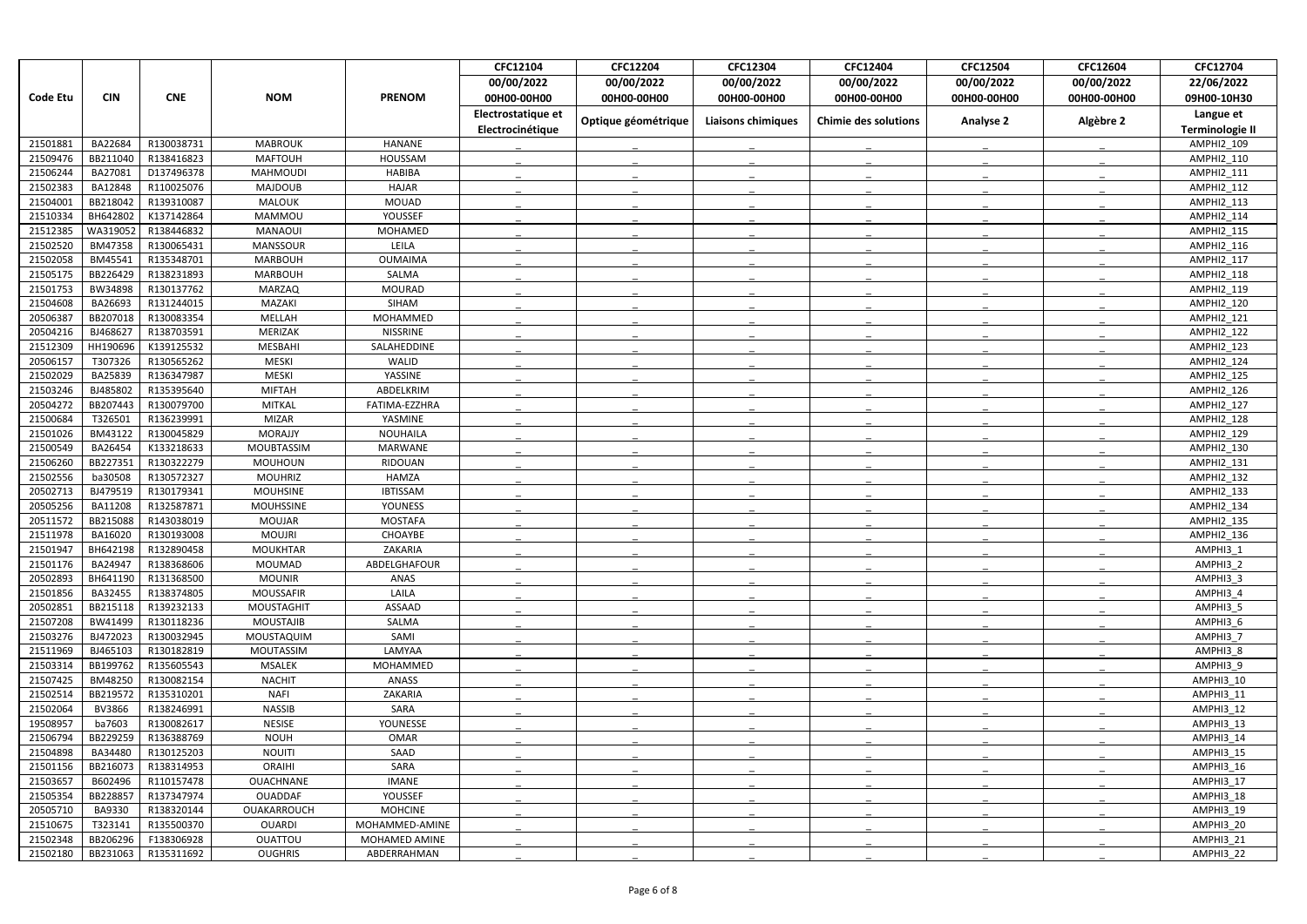| Code Etu | CIN | CNE | NOM | PRENOM | CFC12104 | CFC12204 | CFC12304 | CFC12404 | CFC12504 | CFC12604 | CFC12704 |
|---|---|---|---|---|---|---|---|---|---|---|---|
| | | | | | 00/00/2022 | 00/00/2022 | 00/00/2022 | 00/00/2022 | 00/00/2022 | 00/00/2022 | 22/06/2022 |
| | | | | | 00H00-00H00 | 00H00-00H00 | 00H00-00H00 | 00H00-00H00 | 00H00-00H00 | 00H00-00H00 | 09H00-10H30 |
| | | | | | Electrostatique et Electrocinétique | Optique géométrique | Liaisons chimiques | Chimie des solutions | Analyse 2 | Algèbre 2 | Langue et Terminologie II |
| 21501881 | BA22684 | R130038731 | MABROUK | HANANE | _ | _ | _ | _ | _ | _ | AMPHI2_109 |
| 21509476 | BB211040 | R138416823 | MAFTOUH | HOUSSAM | _ | _ | _ | _ | _ | _ | AMPHI2_110 |
| 21506244 | BA27081 | D137496378 | MAHMOUDI | HABIBA | _ | _ | _ | _ | _ | _ | AMPHI2_111 |
| 21502383 | BA12848 | R110025076 | MAJDOUB | HAJAR | _ | _ | _ | _ | _ | _ | AMPHI2_112 |
| 21504001 | BB218042 | R139310087 | MALOUK | MOUAD | _ | _ | _ | _ | _ | _ | AMPHI2_113 |
| 21510334 | BH642802 | K137142864 | MAMMOU | YOUSSEF | _ | _ | _ | _ | _ | _ | AMPHI2_114 |
| 21512385 | WA319052 | R138446832 | MANAOUI | MOHAMED | _ | _ | _ | _ | _ | _ | AMPHI2_115 |
| 21502520 | BM47358 | R130065431 | MANSSOUR | LEILA | _ | _ | _ | _ | _ | _ | AMPHI2_116 |
| 21502058 | BM45541 | R135348701 | MARBOUH | OUMAIMA | _ | _ | _ | _ | _ | _ | AMPHI2_117 |
| 21505175 | BB226429 | R138231893 | MARBOUH | SALMA | _ | _ | _ | _ | _ | _ | AMPHI2_118 |
| 21501753 | BW34898 | R130137762 | MARZAQ | MOURAD | _ | _ | _ | _ | _ | _ | AMPHI2_119 |
| 21504608 | BA26693 | R131244015 | MAZAKI | SIHAM | _ | _ | _ | _ | _ | _ | AMPHI2_120 |
| 20506387 | BB207018 | R130083354 | MELLAH | MOHAMMED | _ | _ | _ | _ | _ | _ | AMPHI2_121 |
| 20504216 | BJ468627 | R138703591 | MERIZAK | NISSRINE | _ | _ | _ | _ | _ | _ | AMPHI2_122 |
| 21512309 | HH190696 | K139125532 | MESBAHI | SALAHEDDINE | _ | _ | _ | _ | _ | _ | AMPHI2_123 |
| 20506157 | T307326 | R130565262 | MESKI | WALID | _ | _ | _ | _ | _ | _ | AMPHI2_124 |
| 21502029 | BA25839 | R136347987 | MESKI | YASSINE | _ | _ | _ | _ | _ | _ | AMPHI2_125 |
| 21503246 | BJ485802 | R135395640 | MIFTAH | ABDELKRIM | _ | _ | _ | _ | _ | _ | AMPHI2_126 |
| 20504272 | BB207443 | R130079700 | MITKAL | FATIMA-EZZHRA | _ | _ | _ | _ | _ | _ | AMPHI2_127 |
| 21500684 | T326501 | R136239991 | MIZAR | YASMINE | _ | _ | _ | _ | _ | _ | AMPHI2_128 |
| 21501026 | BM43122 | R130045829 | MORAJJY | NOUHAILA | _ | _ | _ | _ | _ | _ | AMPHI2_129 |
| 21500549 | BA26454 | K133218633 | MOUBTASSIM | MARWANE | _ | _ | _ | _ | _ | _ | AMPHI2_130 |
| 21506260 | BB227351 | R130322279 | MOUHOUN | RIDOUAN | _ | _ | _ | _ | _ | _ | AMPHI2_131 |
| 21502556 | ba30508 | R130572327 | MOUHRIZ | HAMZA | _ | _ | _ | _ | _ | _ | AMPHI2_132 |
| 20502713 | BJ479519 | R130179341 | MOUHSINE | IBTISSAM | _ | _ | _ | _ | _ | _ | AMPHI2_133 |
| 20505256 | BA11208 | R132587871 | MOUHSSINE | YOUNESS | _ | _ | _ | _ | _ | _ | AMPHI2_134 |
| 20511572 | BB215088 | R143038019 | MOUJAR | MOSTAFA | _ | _ | _ | _ | _ | _ | AMPHI2_135 |
| 21511978 | BA16020 | R130193008 | MOUJRI | CHOAYBE | _ | _ | _ | _ | _ | _ | AMPHI2_136 |
| 21501947 | BH642198 | R132890458 | MOUKHTAR | ZAKARIA | _ | _ | _ | _ | _ | _ | AMPHI3_1 |
| 21501176 | BA24947 | R138368606 | MOUMAD | ABDELGHAFOUR | _ | _ | _ | _ | _ | _ | AMPHI3_2 |
| 20502893 | BH641190 | R131368500 | MOUNIR | ANAS | _ | _ | _ | _ | _ | _ | AMPHI3_3 |
| 21501856 | BA32455 | R138374805 | MOUSSAFIR | LAILA | _ | _ | _ | _ | _ | _ | AMPHI3_4 |
| 20502851 | BB215118 | R139232133 | MOUSTAGHIT | ASSAAD | _ | _ | _ | _ | _ | _ | AMPHI3_5 |
| 21507208 | BW41499 | R130118236 | MOUSTAJIB | SALMA | _ | _ | _ | _ | _ | _ | AMPHI3_6 |
| 21503276 | BJ472023 | R130032945 | MOUSTAQUIM | SAMI | _ | _ | _ | _ | _ | _ | AMPHI3_7 |
| 21511969 | BJ465103 | R130182819 | MOUTASSIM | LAMYAA | _ | _ | _ | _ | _ | _ | AMPHI3_8 |
| 21503314 | BB199762 | R135605543 | MSALEK | MOHAMMED | _ | _ | _ | _ | _ | _ | AMPHI3_9 |
| 21507425 | BM48250 | R130082154 | NACHIT | ANASS | _ | _ | _ | _ | _ | _ | AMPHI3_10 |
| 21502514 | BB219572 | R135310201 | NAFI | ZAKARIA | _ | _ | _ | _ | _ | _ | AMPHI3_11 |
| 21502064 | BV3866 | R138246991 | NASSIB | SARA | _ | _ | _ | _ | _ | _ | AMPHI3_12 |
| 19508957 | ba7603 | R130082617 | NESISE | YOUNESSE | _ | _ | _ | _ | _ | _ | AMPHI3_13 |
| 21506794 | BB229259 | R136388769 | NOUH | OMAR | _ | _ | _ | _ | _ | _ | AMPHI3_14 |
| 21504898 | BA34480 | R130125203 | NOUITI | SAAD | _ | _ | _ | _ | _ | _ | AMPHI3_15 |
| 21501156 | BB216073 | R138314953 | ORAIHI | SARA | _ | _ | _ | _ | _ | _ | AMPHI3_16 |
| 21503657 | B602496 | R110157478 | OUACHNANE | IMANE | _ | _ | _ | _ | _ | _ | AMPHI3_17 |
| 21505354 | BB228857 | R137347974 | OUADDAF | YOUSSEF | _ | _ | _ | _ | _ | _ | AMPHI3_18 |
| 20505710 | BA9330 | R138320144 | OUAKARROUCH | MOHCINE | _ | _ | _ | _ | _ | _ | AMPHI3_19 |
| 21510675 | T323141 | R135500370 | OUARDI | MOHAMMED-AMINE | _ | _ | _ | _ | _ | _ | AMPHI3_20 |
| 21502348 | BB206296 | F138306928 | OUATTOU | MOHAMED AMINE | _ | _ | _ | _ | _ | _ | AMPHI3_21 |
| 21502180 | BB231063 | R135311692 | OUGHRIS | ABDERRAHMAN | _ | _ | _ | _ | _ | _ | AMPHI3_22 |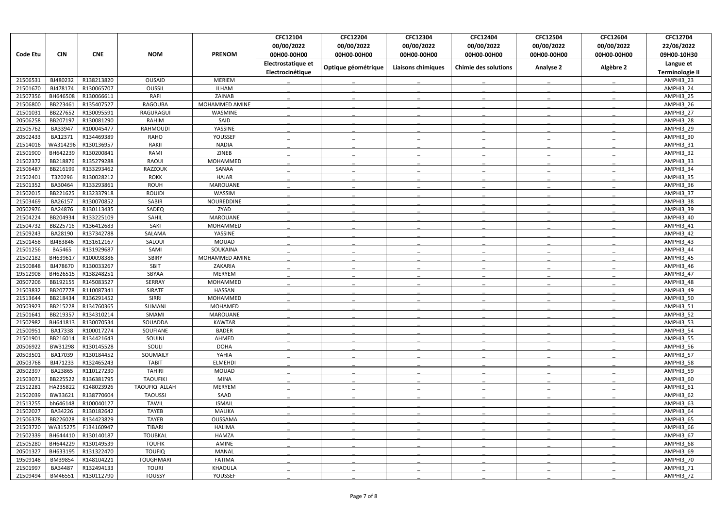| Code Etu | CIN | CNE | NOM | PRENOM | CFC12104 | CFC12204 | CFC12304 | CFC12404 | CFC12504 | CFC12604 | CFC12704 |
|---|---|---|---|---|---|---|---|---|---|---|---|
| | | | | | 00/00/2022 | 00/00/2022 | 00/00/2022 | 00/00/2022 | 00/00/2022 | 00/00/2022 | 22/06/2022 |
| | | | | | 00H00-00H00 | 00H00-00H00 | 00H00-00H00 | 00H00-00H00 | 00H00-00H00 | 00H00-00H00 | 09H00-10H30 |
| | | | | | Electrostatique et Electrocinétique | Optique géométrique | Liaisons chimiques | Chimie des solutions | Analyse 2 | Algèbre 2 | Langue et Terminologie II |
| 21506531 | BJ480232 | R138213820 | OUSAID | MERIEM | _ | _ | _ | _ | _ | _ | AMPHI3_23 |
| 21501670 | BJ478174 | R130065707 | OUSSIL | ILHAM | _ | _ | _ | _ | _ | _ | AMPHI3_24 |
| 21507356 | BH646508 | R130066611 | RAFI | ZAINAB | _ | _ | _ | _ | _ | _ | AMPHI3_25 |
| 21506800 | BB223461 | R135407527 | RAGOUBA | MOHAMMED AMINE | _ | _ | _ | _ | _ | _ | AMPHI3_26 |
| 21501031 | BB227652 | R130095591 | RAGURAGUI | WASMINE | _ | _ | _ | _ | _ | _ | AMPHI3_27 |
| 20506258 | BB207197 | R130081290 | RAHIM | SAID | _ | _ | _ | _ | _ | _ | AMPHI3_28 |
| 21505762 | BA33947 | R100045477 | RAHMOUDI | YASSINE | _ | _ | _ | _ | _ | _ | AMPHI3_29 |
| 20502433 | BA12371 | R134469389 | RAHO | YOUSSEF | _ | _ | _ | _ | _ | _ | AMPHI3_30 |
| 21514016 | WA314296 | R130136957 | RAKII | NADIA | _ | _ | _ | _ | _ | _ | AMPHI3_31 |
| 21501900 | BH642239 | R130200841 | RAMI | ZINEB | _ | _ | _ | _ | _ | _ | AMPHI3_32 |
| 21502372 | BB218876 | R135279288 | RAOUI | MOHAMMED | _ | _ | _ | _ | _ | _ | AMPHI3_33 |
| 21506487 | BB216199 | R133293462 | RAZZOUK | SANAA | _ | _ | _ | _ | _ | _ | AMPHI3_34 |
| 21502401 | T320296 | R130028212 | ROKK | HAJAR | _ | _ | _ | _ | _ | _ | AMPHI3_35 |
| 21501352 | BA30464 | R133293861 | ROUH | MAROUANE | _ | _ | _ | _ | _ | _ | AMPHI3_36 |
| 21502015 | BB221625 | R132337918 | ROUIDI | WASSIM | _ | _ | _ | _ | _ | _ | AMPHI3_37 |
| 21503469 | BA26157 | R130070852 | SABIR | NOUREDDINE | _ | _ | _ | _ | _ | _ | AMPHI3_38 |
| 20502976 | BA24876 | R130113435 | SADEQ | ZYAD | _ | _ | _ | _ | _ | _ | AMPHI3_39 |
| 21504224 | BB204934 | R133225109 | SAHIL | MAROUANE | _ | _ | _ | _ | _ | _ | AMPHI3_40 |
| 21504732 | BB225716 | R136412683 | SAKI | MOHAMMED | _ | _ | _ | _ | _ | _ | AMPHI3_41 |
| 21509243 | BA28190 | R137342788 | SALAMA | YASSINE | _ | _ | _ | _ | _ | _ | AMPHI3_42 |
| 21501458 | BJ483846 | R131612167 | SALOUI | MOUAD | _ | _ | _ | _ | _ | _ | AMPHI3_43 |
| 21501256 | BA5465 | R131929687 | SAMI | SOUKAINA | _ | _ | _ | _ | _ | _ | AMPHI3_44 |
| 21502182 | BH639617 | R100098386 | SBIRY | MOHAMMED AMINE | _ | _ | _ | _ | _ | _ | AMPHI3_45 |
| 21500848 | BJ478670 | R130033267 | SBIT | ZAKARIA | _ | _ | _ | _ | _ | _ | AMPHI3_46 |
| 19512908 | BH626515 | R138248251 | SBYAA | MERYEM | _ | _ | _ | _ | _ | _ | AMPHI3_47 |
| 20507206 | BB192155 | R145083527 | SERRAY | MOHAMMED | _ | _ | _ | _ | _ | _ | AMPHI3_48 |
| 21503832 | BB207778 | R110087341 | SIRATE | HASSAN | _ | _ | _ | _ | _ | _ | AMPHI3_49 |
| 21513644 | BB218434 | R136291452 | SIRRI | MOHAMMED | _ | _ | _ | _ | _ | _ | AMPHI3_50 |
| 20503923 | BB215228 | R134760365 | SLIMANI | MOHAMED | _ | _ | _ | _ | _ | _ | AMPHI3_51 |
| 21501641 | BB219357 | R134310214 | SMAMI | MAROUANE | _ | _ | _ | _ | _ | _ | AMPHI3_52 |
| 21502982 | BH641813 | R130070534 | SOUADDA | KAWTAR | _ | _ | _ | _ | _ | _ | AMPHI3_53 |
| 21500951 | BA17338 | R100017274 | SOUFIANE | BADER | _ | _ | _ | _ | _ | _ | AMPHI3_54 |
| 21501901 | BB216014 | R134421643 | SOUINI | AHMED | _ | _ | _ | _ | _ | _ | AMPHI3_55 |
| 20506922 | BW31298 | R130145528 | SOULI | DOHA | _ | _ | _ | _ | _ | _ | AMPHI3_56 |
| 20503501 | BA17039 | R130184452 | SOUMAILY | YAHIA | _ | _ | _ | _ | _ | _ | AMPHI3_57 |
| 20503768 | BJ471233 | R132465243 | TABIT | ELMEHDI | _ | _ | _ | _ | _ | _ | AMPHI3_58 |
| 20502397 | BA23865 | R110127230 | TAHIRI | MOUAD | _ | _ | _ | _ | _ | _ | AMPHI3_59 |
| 21503071 | BB225522 | R136381795 | TAOUFIKI | MINA | _ | _ | _ | _ | _ | _ | AMPHI3_60 |
| 21512281 | HA235822 | K148023926 | TAOUFIQ ALLAH | MERYEM | _ | _ | _ | _ | _ | _ | AMPHI3_61 |
| 21502039 | BW33621 | R138770604 | TAOUSSI | SAAD | _ | _ | _ | _ | _ | _ | AMPHI3_62 |
| 21513255 | bh646148 | R100040127 | TAWIL | ISMAIL | _ | _ | _ | _ | _ | _ | AMPHI3_63 |
| 21502027 | BA34226 | R130182642 | TAYEB | MALIKA | _ | _ | _ | _ | _ | _ | AMPHI3_64 |
| 21506378 | BB226028 | R134423829 | TAYEB | OUSSAMA | _ | _ | _ | _ | _ | _ | AMPHI3_65 |
| 21503720 | WA315275 | F134160947 | TIBARI | HALIMA | _ | _ | _ | _ | _ | _ | AMPHI3_66 |
| 21502339 | BH644410 | R130140187 | TOUBKAL | HAMZA | _ | _ | _ | _ | _ | _ | AMPHI3_67 |
| 21505280 | BH644229 | R130149539 | TOUFIK | AMINE | _ | _ | _ | _ | _ | _ | AMPHI3_68 |
| 20501327 | BH633195 | R131322470 | TOUFIQ | MANAL | _ | _ | _ | _ | _ | _ | AMPHI3_69 |
| 19509148 | BM39854 | R148104221 | TOUGHMARI | FATIMA | _ | _ | _ | _ | _ | _ | AMPHI3_70 |
| 21501997 | BA34487 | R132494133 | TOURI | KHAOULA | _ | _ | _ | _ | _ | _ | AMPHI3_71 |
| 21509494 | BM46551 | R130112790 | TOUSSY | YOUSSEF | _ | _ | _ | _ | _ | _ | AMPHI3_72 |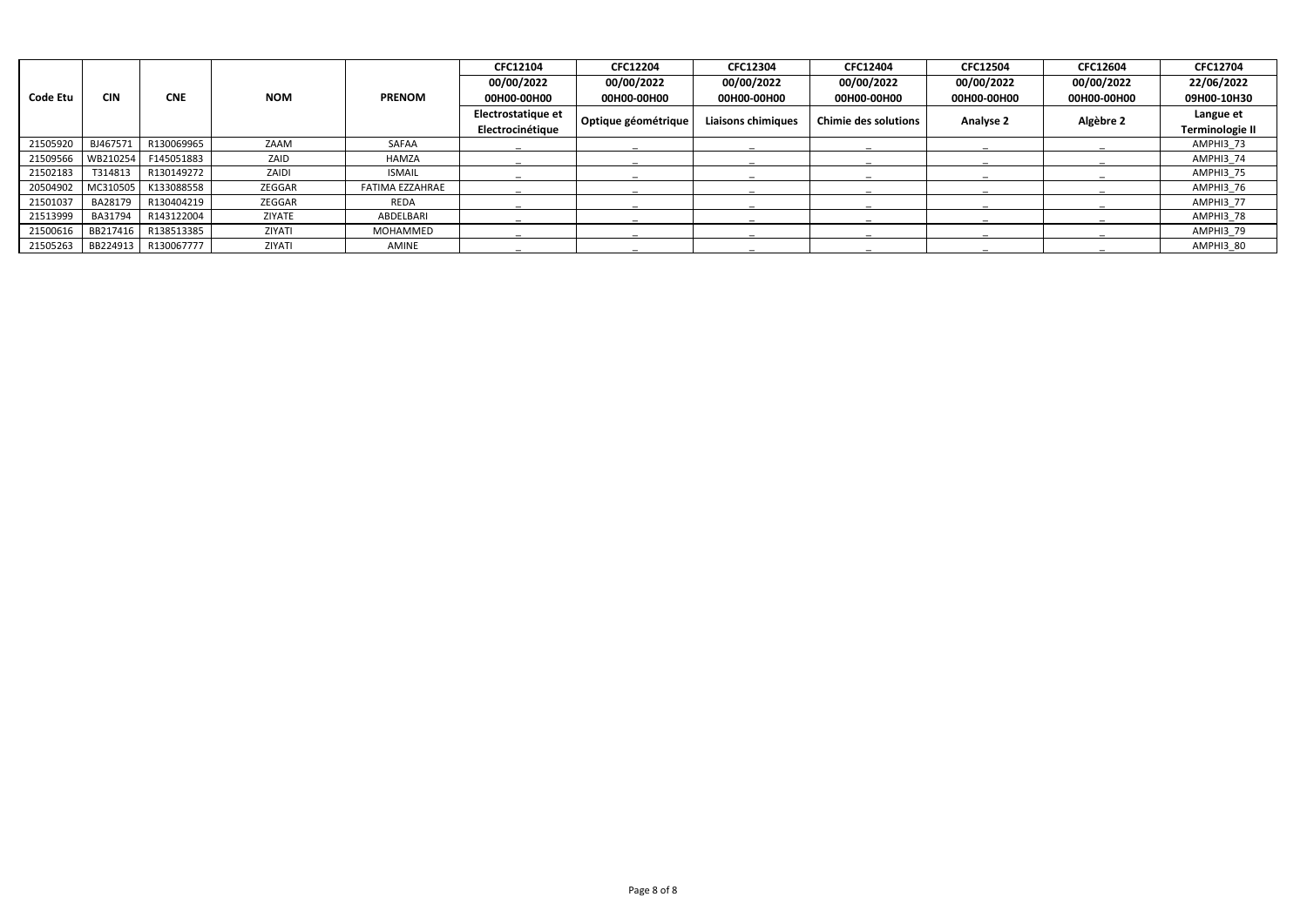| Code Etu | CIN | CNE | NOM | PRENOM | CFC12104 | CFC12204 | CFC12304 | CFC12404 | CFC12504 | CFC12604 | CFC12704 |
|---|---|---|---|---|---|---|---|---|---|---|---|
| | | | | | 00/00/2022 | 00/00/2022 | 00/00/2022 | 00/00/2022 | 00/00/2022 | 00/00/2022 | 22/06/2022 |
| | | | | | 00H00-00H00 | 00H00-00H00 | 00H00-00H00 | 00H00-00H00 | 00H00-00H00 | 00H00-00H00 | 09H00-10H30 |
| | | | | | Electrostatique et Electrocinétique | Optique géométrique | Liaisons chimiques | Chimie des solutions | Analyse 2 | Algèbre 2 | Langue et Terminologie II |
| 21505920 | BJ467571 | R130069965 | ZAAM | SAFAA | _ | _ | _ | _ | _ | _ | AMPHI3_73 |
| 21509566 | WB210254 | F145051883 | ZAID | HAMZA | _ | _ | _ | _ | _ | _ | AMPHI3_74 |
| 21502183 | T314813 | R130149272 | ZAIDI | ISMAIL | _ | _ | _ | _ | _ | _ | AMPHI3_75 |
| 20504902 | MC310505 | K133088558 | ZEGGAR | FATIMA EZZAHRAE | _ | _ | _ | _ | _ | _ | AMPHI3_76 |
| 21501037 | BA28179 | R130404219 | ZEGGAR | REDA | _ | _ | _ | _ | _ | _ | AMPHI3_77 |
| 21513999 | BA31794 | R143122004 | ZIYATE | ABDELBARI | _ | _ | _ | _ | _ | _ | AMPHI3_78 |
| 21500616 | BB217416 | R138513385 | ZIYATI | MOHAMMED | _ | _ | _ | _ | _ | _ | AMPHI3_79 |
| 21505263 | BB224913 | R130067777 | ZIYATI | AMINE | _ | _ | _ | _ | _ | _ | AMPHI3_80 |